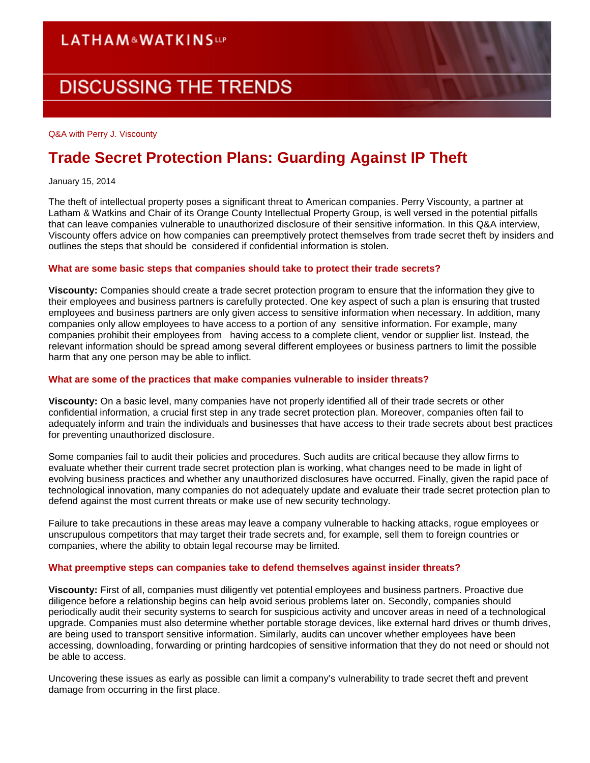LATHAM&WATKINS LLP

DISCUSSING THE TRENDS

Q&A with Perry J. Viscounty

# Trade Secret Protection Plans: Guarding Against IP Theft

January 15, 2014

The theft of intellectual property poses a significant threat to American companies. Perry Viscounty, a partner at Latham & Watkins and Chair of its Orange County Intellectual Property Group, is well versed in the potential pitfalls that can leave companies vulnerable to unauthorized disclosure of their sensitive information. In this Q&A interview, Viscounty offers advice on how companies can preemptively protect themselves from trade secret theft by insiders and outlines the steps that should be considered if confidential information is stolen.

### What are some basic steps that companies should take to protect their trade secrets?

**Viscounty:** Companies should create a trade secret protection program to ensure that the information they give to their employees and business partners is carefully protected. One key aspect of such a plan is ensuring that trusted employees and business partners are only given access to sensitive information when necessary. In addition, many companies only allow employees to have access to a portion of any sensitive information. For example, many companies prohibit their employees from having access to a complete client, vendor or supplier list. Instead, the relevant information should be spread among several different employees or business partners to limit the possible harm that any one person may be able to inflict.

### What are some of the practices that make companies vulnerable to insider threats?

**Viscounty:** On a basic level, many companies have not properly identified all of their trade secrets or other confidential information, a crucial first step in any trade secret protection plan. Moreover, companies often fail to adequately inform and train the individuals and businesses that have access to their trade secrets about best practices for preventing unauthorized disclosure.

Some companies fail to audit their policies and procedures. Such audits are critical because they allow firms to evaluate whether their current trade secret protection plan is working, what changes need to be made in light of evolving business practices and whether any unauthorized disclosures have occurred. Finally, given the rapid pace of technological innovation, many companies do not adequately update and evaluate their trade secret protection plan to defend against the most current threats or make use of new security technology.

Failure to take precautions in these areas may leave a company vulnerable to hacking attacks, rogue employees or unscrupulous competitors that may target their trade secrets and, for example, sell them to foreign countries or companies, where the ability to obtain legal recourse may be limited.

### What preemptive steps can companies take to defend themselves against insider threats?

**Viscounty:** First of all, companies must diligently vet potential employees and business partners. Proactive due diligence before a relationship begins can help avoid serious problems later on. Secondly, companies should periodically audit their security systems to search for suspicious activity and uncover areas in need of a technological upgrade. Companies must also determine whether portable storage devices, like external hard drives or thumb drives, are being used to transport sensitive information. Similarly, audits can uncover whether employees have been accessing, downloading, forwarding or printing hardcopies of sensitive information that they do not need or should not be able to access.

Uncovering these issues as early as possible can limit a company's vulnerability to trade secret theft and prevent damage from occurring in the first place.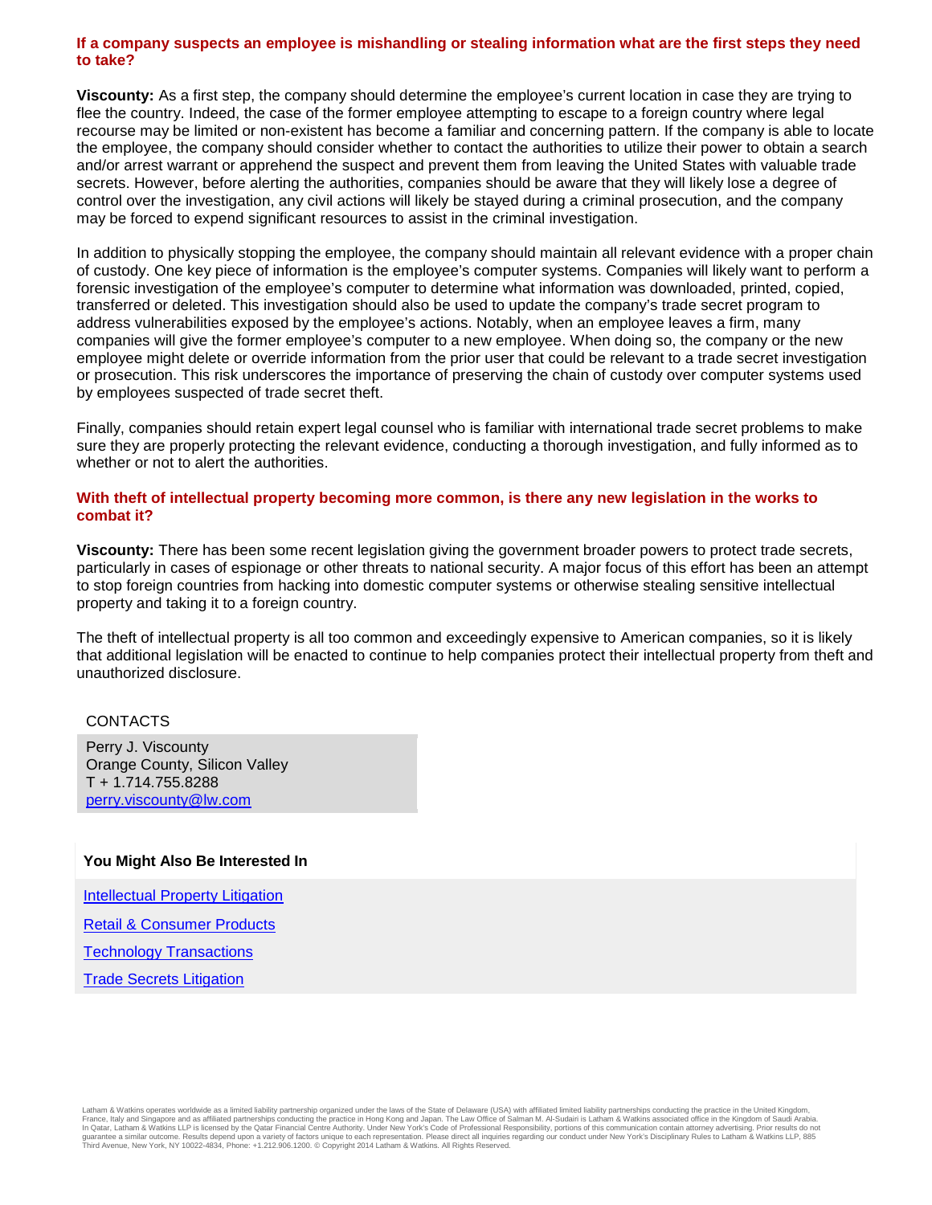**If a company suspects an employee is mishandling or stealing information what are the first steps they need to take?**

**Viscounty:** As a first step, the company should determine the employee's current location in case they are trying to flee the country. Indeed, the case of the former employee attempting to escape to a foreign country where legal recourse may be limited or non-existent has become a familiar and concerning pattern. If the company is able to locate the employee, the company should consider whether to contact the authorities to utilize their power to obtain a search and/or arrest warrant or apprehend the suspect and prevent them from leaving the United States with valuable trade secrets. However, before alerting the authorities, companies should be aware that they will likely lose a degree of control over the investigation, any civil actions will likely be stayed during a criminal prosecution, and the company may be forced to expend significant resources to assist in the criminal investigation.

In addition to physically stopping the employee, the company should maintain all relevant evidence with a proper chain of custody. One key piece of information is the employee's computer systems. Companies will likely want to perform a forensic investigation of the employee's computer to determine what information was downloaded, printed, copied, transferred or deleted. This investigation should also be used to update the company's trade secret program to address vulnerabilities exposed by the employee's actions. Notably, when an employee leaves a firm, many companies will give the former employee's computer to a new employee. When doing so, the company or the new employee might delete or override information from the prior user that could be relevant to a trade secret investigation or prosecution. This risk underscores the importance of preserving the chain of custody over computer systems used by employees suspected of trade secret theft.

Finally, companies should retain expert legal counsel who is familiar with international trade secret problems to make sure they are properly protecting the relevant evidence, conducting a thorough investigation, and fully informed as to whether or not to alert the authorities.

**With theft of intellectual property becoming more common, is there any new legislation in the works to combat it?**

**Viscounty:** There has been some recent legislation giving the government broader powers to protect trade secrets, particularly in cases of espionage or other threats to national security. A major focus of this effort has been an attempt to stop foreign countries from hacking into domestic computer systems or otherwise stealing sensitive intellectual property and taking it to a foreign country.

The theft of intellectual property is all too common and exceedingly expensive to American companies, so it is likely that additional legislation will be enacted to continue to help companies protect their intellectual property from theft and unauthorized disclosure.

CONTACTS

Perry J. Viscounty
Orange County, Silicon Valley
T + 1.714.755.8288
perry.viscounty@lw.com

**You Might Also Be Interested In**

Intellectual Property Litigation

Retail & Consumer Products

Technology Transactions

Trade Secrets Litigation

Latham & Watkins operates worldwide as a limited liability partnership organized under the laws of the State of Delaware (USA) with affiliated limited liability partnerships conducting the practice in the United Kingdom, France, Italy and Singapore and as affiliated partnerships conducting the practice in Hong Kong and Japan. The Law Office of Salman M. Al-Sudairi is Latham & Watkins associated office in the Kingdom of Saudi Arabia. In Qatar, Latham & Watkins LLP is licensed by the Qatar Financial Centre Authority. Under New York's Code of Professional Responsibility, portions of this communication contain attorney advertising. Prior results do not guarantee a similar outcome. Results depend upon a variety of factors unique to each representation. Please direct all inquiries regarding our conduct under New York's Disciplinary Rules to Latham & Watkins LLP, 885 Third Avenue, New York, NY 10022-4834, Phone: +1.212.906.1200. © Copyright 2014 Latham & Watkins. All Rights Reserved.